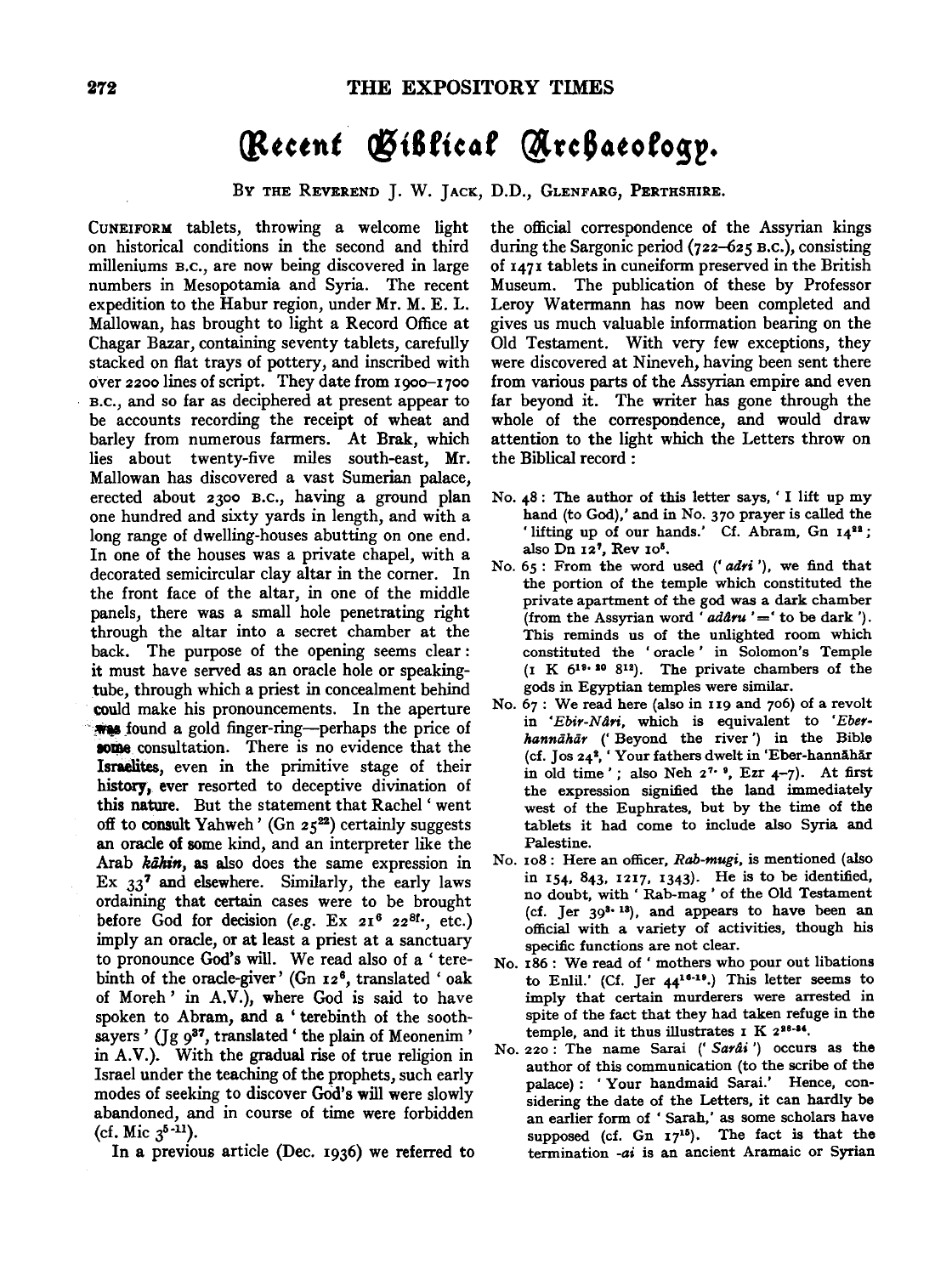# Recent Biblical Archaeology.

By the Reverend J. W. Jack, D.D., Glenfarg, Perthshire.

Cuneiform tablets, throwing a welcome light on historical conditions in the second and third milleniums B.C., are now being discovered in large numbers in Mesopotamia and Syria. The recent expedition to the Habur region, under Mr. M. E. L. Mallowan, has brought to light a Record Office at Chagar Bazar, containing seventy tablets, carefully stacked on flat trays of pottery, and inscribed with over 2200 lines of script. They date from 1900–1700 B.C., and so far as deciphered at present appear to be accounts recording the receipt of wheat and barley from numerous farmers. At Brak, which lies about twenty-five miles south-east, Mr. Mallowan has discovered a vast Sumerian palace, erected about 2300 B.C., having a ground plan one hundred and sixty yards in length, and with a long range of dwelling-houses abutting on one end. In one of the houses was a private chapel, with a decorated semicircular clay altar in the corner. In the front face of the altar, in one of the middle panels, there was a small hole penetrating right through the altar into a secret chamber at the back. The purpose of the opening seems clear: it must have served as an oracle hole or speaking-tube, through which a priest in concealment behind could make his pronouncements. In the aperture was found a gold finger-ring—perhaps the price of some consultation. There is no evidence that the Israelites, even in the primitive stage of their history, ever resorted to deceptive divination of this nature. But the statement that Rachel 'went off to consult Yahweh' (Gn 25[22]) certainly suggests an oracle of some kind, and an interpreter like the Arab *kāhin*, as also does the same expression in Ex 33[7] and elsewhere. Similarly, the early laws ordaining that certain cases were to be brought before God for decision (*e.g.* Ex 21[6] 22[8f.], etc.) imply an oracle, or at least a priest at a sanctuary to pronounce God's will. We read also of a 'terebinth of the oracle-giver' (Gn 12[6], translated 'oak of Moreh' in A.V.), where God is said to have spoken to Abram, and a 'terebinth of the soothsayers' (Jg 9[37], translated 'the plain of Meonenim' in A.V.). With the gradual rise of true religion in Israel under the teaching of the prophets, such early modes of seeking to discover God's will were slowly abandoned, and in course of time were forbidden (cf. Mic 3[5-11]).

In a previous article (Dec. 1936) we referred to the official correspondence of the Assyrian kings during the Sargonic period (722–625 B.C.), consisting of 1471 tablets in cuneiform preserved in the British Museum. The publication of these by Professor Leroy Watermann has now been completed and gives us much valuable information bearing on the Old Testament. With very few exceptions, they were discovered at Nineveh, having been sent there from various parts of the Assyrian empire and even far beyond it. The writer has gone through the whole of the correspondence, and would draw attention to the light which the Letters throw on the Biblical record:

No. 48: The author of this letter says, 'I lift up my hand (to God),' and in No. 370 prayer is called the 'lifting up of our hands.' Cf. Abram, Gn 14[22]; also Dn 12[7], Rev 10[5].

No. 65: From the word used ('*adri*'), we find that the portion of the temple which constituted the private apartment of the god was a dark chamber (from the Assyrian word '*adâru*' = 'to be dark'). This reminds us of the unlighted room which constituted the 'oracle' in Solomon's Temple (1 K 6[19. 20] 8[12]). The private chambers of the gods in Egyptian temples were similar.

No. 67: We read here (also in 119 and 706) of a revolt in '*Ebir-Nâri*, which is equivalent to '*Eber-hannāhār* ('Beyond the river') in the Bible (cf. Jos 24[2], 'Your fathers dwelt in 'Eber-hannāhār in old time'; also Neh 2[7. 9], Ezr 4–7). At first the expression signified the land immediately west of the Euphrates, but by the time of the tablets it had come to include also Syria and Palestine.

No. 108: Here an officer, *Rab-mugi*, is mentioned (also in 154, 843, 1217, 1343). He is to be identified, no doubt, with 'Rab-mag' of the Old Testament (cf. Jer 39[3. 13]), and appears to have been an official with a variety of activities, though his specific functions are not clear.

No. 186: We read of 'mothers who pour out libations to Enlil.' (Cf. Jer 44[16-19].) This letter seems to imply that certain murderers were arrested in spite of the fact that they had taken refuge in the temple, and it thus illustrates 1 K 2[28-34].

No. 220: The name Sarai ('*Sarâi*') occurs as the author of this communication (to the scribe of the palace): 'Your handmaid Sarai.' Hence, considering the date of the Letters, it can hardly be an earlier form of 'Sarah,' as some scholars have supposed (cf. Gn 17[15]). The fact is that the termination *-ai* is an ancient Aramaic or Syrian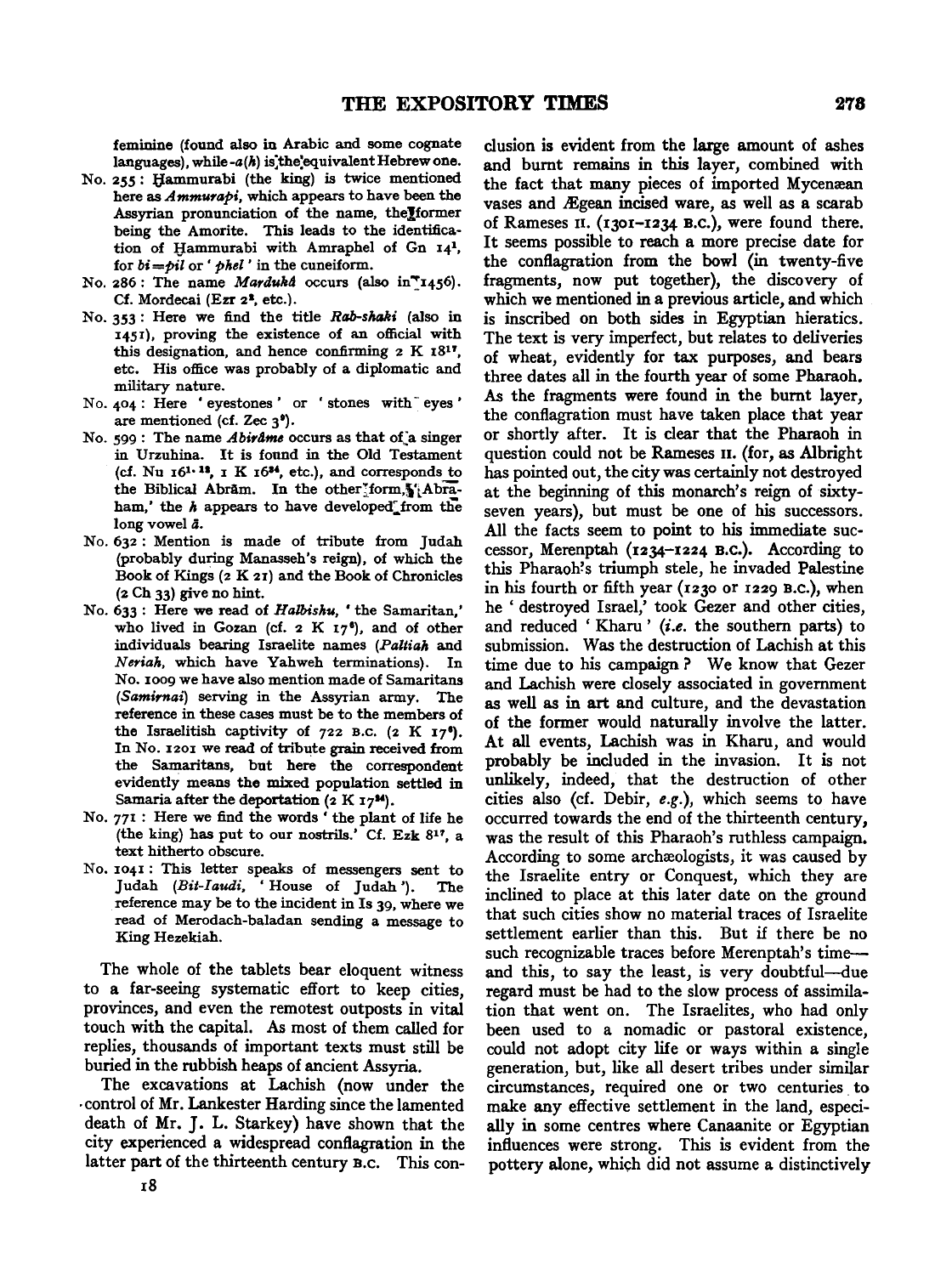feminine (found also in Arabic and some cognate languages), while -*a*(*h*) is the equivalent Hebrew one.

No. 255: Ḥammurabi (the king) is twice mentioned here as *Ammurapi*, which appears to have been the Assyrian pronunciation of the name, the former being the Amorite. This leads to the identification of Ḥammurabi with Amraphel of Gn 14[1], for *bi* = *pil* or '*phel*' in the cuneiform.

No. 286: The name *Marduḫâ* occurs (also in 1456). Cf. Mordecai (Ezr 2[2], etc.).

No. 353: Here we find the title *Rab-shaki* (also in 1451), proving the existence of an official with this designation, and hence confirming 2 K 18[17], etc. His office was probably of a diplomatic and military nature.

No. 404: Here 'eyestones' or 'stones with eyes' are mentioned (cf. Zec 3[9]).

No. 599: The name *Abirâme* occurs as that of a singer in Urzuhina. It is found in the Old Testament (cf. Nu 16[1, 12], 1 K 16[34], etc.), and corresponds to the Biblical Abrām. In the other form, 'Abrāham,' the *h* appears to have developed from the long vowel *ā*.

No. 632: Mention is made of tribute from Judah (probably during Manasseh's reign), of which the Book of Kings (2 K 21) and the Book of Chronicles (2 Ch 33) give no hint.

No. 633: Here we read of *Halbishu*, 'the Samaritan,' who lived in Gozan (cf. 2 K 17[6]), and of other individuals bearing Israelite names (*Paltiah* and *Neriah*, which have Yahweh terminations). In No. 1009 we have also mention made of Samaritans (*Samirnai*) serving in the Assyrian army. The reference in these cases must be to the members of the Israelitish captivity of 722 B.C. (2 K 17[6]). In No. 1201 we read of tribute grain received from the Samaritans, but here the correspondent evidently means the mixed population settled in Samaria after the deportation (2 K 17[24]).

No. 771: Here we find the words 'the plant of life he (the king) has put to our nostrils.' Cf. Ezk 8[17], a text hitherto obscure.

No. 1041: This letter speaks of messengers sent to Judah (*Bit-Iaudi*, 'House of Judah'). The reference may be to the incident in Is 39, where we read of Merodach-baladan sending a message to King Hezekiah.

The whole of the tablets bear eloquent witness to a far-seeing systematic effort to keep cities, provinces, and even the remotest outposts in vital touch with the capital. As most of them called for replies, thousands of important texts must still be buried in the rubbish heaps of ancient Assyria.

The excavations at Lachish (now under the control of Mr. Lankester Harding since the lamented death of Mr. J. L. Starkey) have shown that the city experienced a widespread conflagration in the latter part of the thirteenth century B.C. This conclusion is evident from the large amount of ashes and burnt remains in this layer, combined with the fact that many pieces of imported Mycenæan vases and Ægean incised ware, as well as a scarab of Rameses II. (1301–1234 B.C.), were found there. It seems possible to reach a more precise date for the conflagration from the bowl (in twenty-five fragments, now put together), the discovery of which we mentioned in a previous article, and which is inscribed on both sides in Egyptian hieratics. The text is very imperfect, but relates to deliveries of wheat, evidently for tax purposes, and bears three dates all in the fourth year of some Pharaoh. As the fragments were found in the burnt layer, the conflagration must have taken place that year or shortly after. It is clear that the Pharaoh in question could not be Rameses II. (for, as Albright has pointed out, the city was certainly not destroyed at the beginning of this monarch's reign of sixty-seven years), but must be one of his successors. All the facts seem to point to his immediate successor, Merenptah (1234–1224 B.C.). According to this Pharaoh's triumph stele, he invaded Palestine in his fourth or fifth year (1230 or 1229 B.C.), when he 'destroyed Israel,' took Gezer and other cities, and reduced 'Kharu' (*i.e.* the southern parts) to submission. Was the destruction of Lachish at this time due to his campaign? We know that Gezer and Lachish were closely associated in government as well as in art and culture, and the devastation of the former would naturally involve the latter. At all events, Lachish was in Kharu, and would probably be included in the invasion. It is not unlikely, indeed, that the destruction of other cities also (cf. Debir, *e.g.*), which seems to have occurred towards the end of the thirteenth century, was the result of this Pharaoh's ruthless campaign. According to some archæologists, it was caused by the Israelite entry or Conquest, which they are inclined to place at this later date on the ground that such cities show no material traces of Israelite settlement earlier than this. But if there be no such recognizable traces before Merenptah's time—and this, to say the least, is very doubtful—due regard must be had to the slow process of assimilation that went on. The Israelites, who had only been used to a nomadic or pastoral existence, could not adopt city life or ways within a single generation, but, like all desert tribes under similar circumstances, required one or two centuries to make any effective settlement in the land, especially in some centres where Canaanite or Egyptian influences were strong. This is evident from the pottery alone, which did not assume a distinctively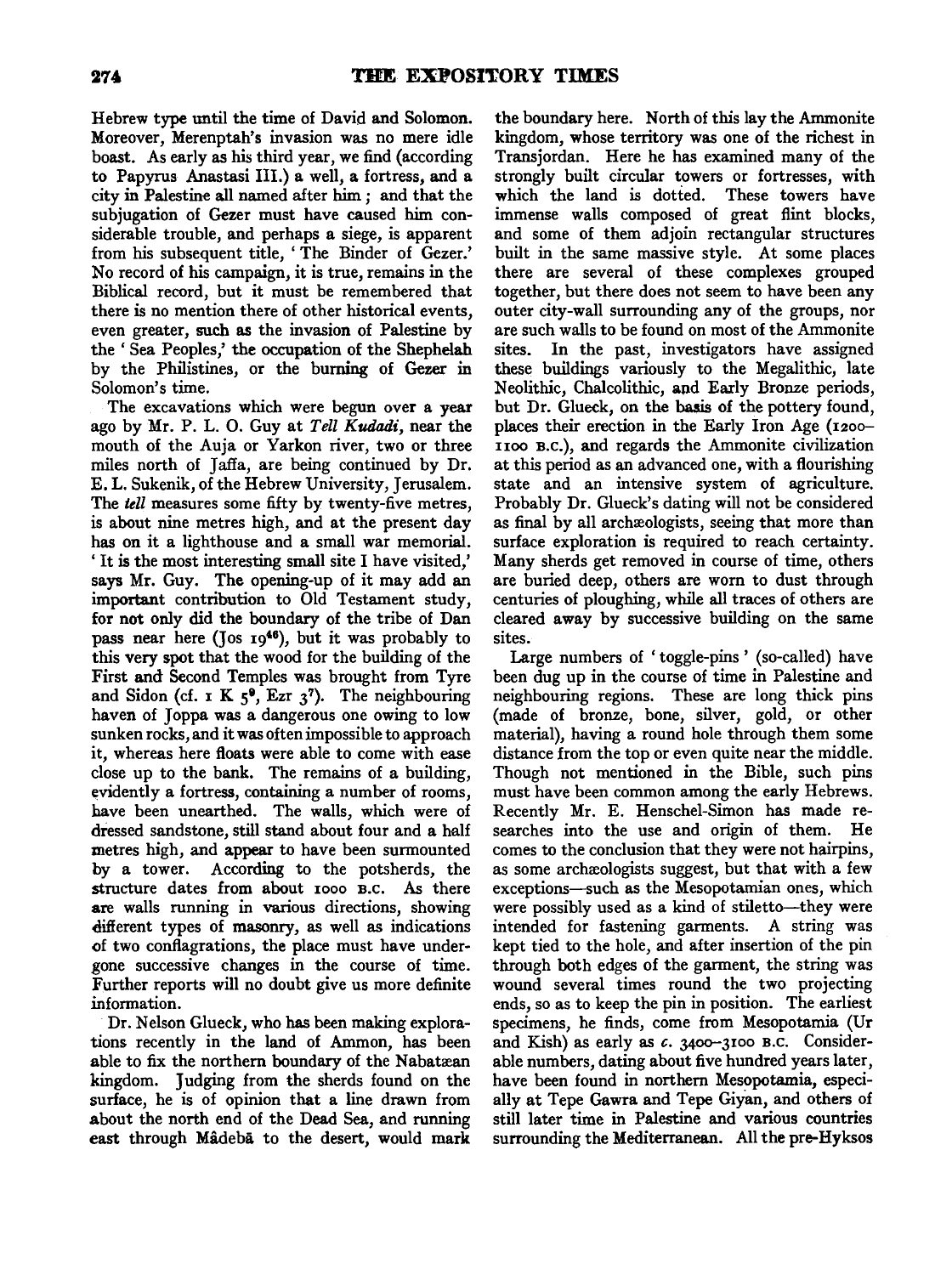Hebrew type until the time of David and Solomon. Moreover, Merenptah's invasion was no mere idle boast. As early as his third year, we find (according to Papyrus Anastasi III.) a well, a fortress, and a city in Palestine all named after him; and that the subjugation of Gezer must have caused him considerable trouble, and perhaps a siege, is apparent from his subsequent title, 'The Binder of Gezer.' No record of his campaign, it is true, remains in the Biblical record, but it must be remembered that there is no mention there of other historical events, even greater, such as the invasion of Palestine by the 'Sea Peoples,' the occupation of the Shephelah by the Philistines, or the burning of Gezer in Solomon's time.

The excavations which were begun over a year ago by Mr. P. L. O. Guy at *Tell Kudadi*, near the mouth of the Auja or Yarkon river, two or three miles north of Jaffa, are being continued by Dr. E. L. Sukenik, of the Hebrew University, Jerusalem. The *tell* measures some fifty by twenty-five metres, is about nine metres high, and at the present day has on it a lighthouse and a small war memorial. 'It is the most interesting small site I have visited,' says Mr. Guy. The opening-up of it may add an important contribution to Old Testament study, for not only did the boundary of the tribe of Dan pass near here (Jos 19[46]), but it was probably to this very spot that the wood for the building of the First and Second Temples was brought from Tyre and Sidon (cf. 1 K 5[9], Ezr 3[7]). The neighbouring haven of Joppa was a dangerous one owing to low sunken rocks, and it was often impossible to approach it, whereas here floats were able to come with ease close up to the bank. The remains of a building, evidently a fortress, containing a number of rooms, have been unearthed. The walls, which were of dressed sandstone, still stand about four and a half metres high, and appear to have been surmounted by a tower. According to the potsherds, the structure dates from about 1000 B.C. As there are walls running in various directions, showing different types of masonry, as well as indications of two conflagrations, the place must have undergone successive changes in the course of time. Further reports will no doubt give us more definite information.

Dr. Nelson Glueck, who has been making explorations recently in the land of Ammon, has been able to fix the northern boundary of the Nabatæan kingdom. Judging from the sherds found on the surface, he is of opinion that a line drawn from about the north end of the Dead Sea, and running east through Mâdebâ to the desert, would mark the boundary here. North of this lay the Ammonite kingdom, whose territory was one of the richest in Transjordan. Here he has examined many of the strongly built circular towers or fortresses, with which the land is dotted. These towers have immense walls composed of great flint blocks, and some of them adjoin rectangular structures built in the same massive style. At some places there are several of these complexes grouped together, but there does not seem to have been any outer city-wall surrounding any of the groups, nor are such walls to be found on most of the Ammonite sites. In the past, investigators have assigned these buildings variously to the Megalithic, late Neolithic, Chalcolithic, and Early Bronze periods, but Dr. Glueck, on the basis of the pottery found, places their erection in the Early Iron Age (1200–1100 B.C.), and regards the Ammonite civilization at this period as an advanced one, with a flourishing state and an intensive system of agriculture. Probably Dr. Glueck's dating will not be considered as final by all archæologists, seeing that more than surface exploration is required to reach certainty. Many sherds get removed in course of time, others are buried deep, others are worn to dust through centuries of ploughing, while all traces of others are cleared away by successive building on the same sites.

Large numbers of 'toggle-pins' (so-called) have been dug up in the course of time in Palestine and neighbouring regions. These are long thick pins (made of bronze, bone, silver, gold, or other material), having a round hole through them some distance from the top or even quite near the middle. Though not mentioned in the Bible, such pins must have been common among the early Hebrews. Recently Mr. E. Henschel-Simon has made researches into the use and origin of them. He comes to the conclusion that they were not hairpins, as some archæologists suggest, but that with a few exceptions—such as the Mesopotamian ones, which were possibly used as a kind of stiletto—they were intended for fastening garments. A string was kept tied to the hole, and after insertion of the pin through both edges of the garment, the string was wound several times round the two projecting ends, so as to keep the pin in position. The earliest specimens, he finds, come from Mesopotamia (Ur and Kish) as early as *c.* 3400–3100 B.C. Considerable numbers, dating about five hundred years later, have been found in northern Mesopotamia, especially at Tepe Gawra and Tepe Giyan, and others of still later time in Palestine and various countries surrounding the Mediterranean. All the pre-Hyksos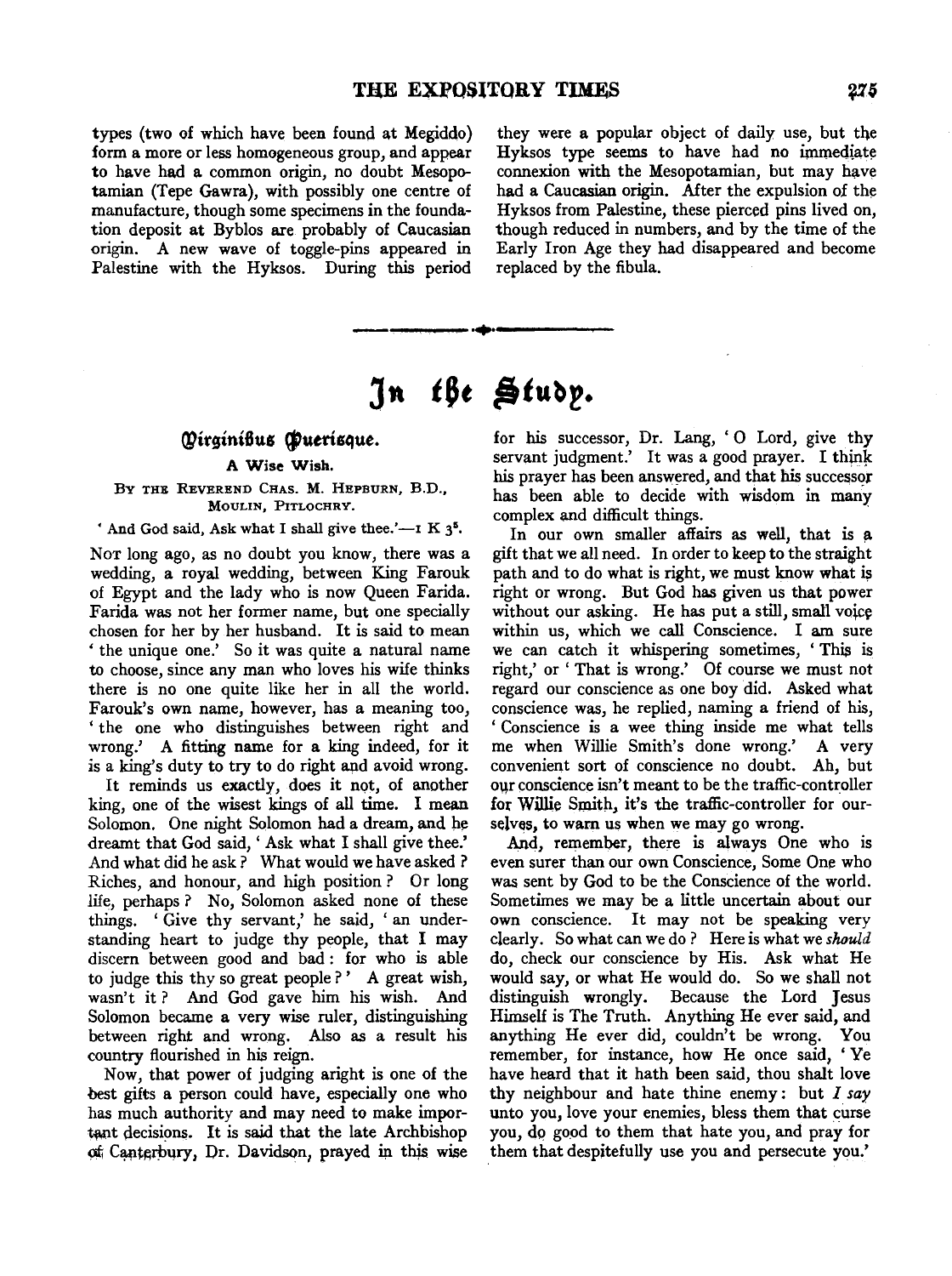types (two of which have been found at Megiddo) form a more or less homogeneous group, and appear to have had a common origin, no doubt Mesopotamian (Tepe Gawra), with possibly one centre of manufacture, though some specimens in the foundation deposit at Byblos are probably of Caucasian origin. A new wave of toggle-pins appeared in Palestine with the Hyksos. During this period they were a popular object of daily use, but the Hyksos type seems to have had no immediate connexion with the Mesopotamian, but may have had a Caucasian origin. After the expulsion of the Hyksos from Palestine, these pierced pins lived on, though reduced in numbers, and by the time of the Early Iron Age they had disappeared and become replaced by the fibula.

---

# In the Study.

## Virginibus Puerisque.

### A Wise Wish.

By the Reverend Chas. M. Hepburn, B.D., Moulin, Pitlochry.

'And God said, Ask what I shall give thee.'—1 K 3[5].

Not long ago, as no doubt you know, there was a wedding, a royal wedding, between King Farouk of Egypt and the lady who is now Queen Farida. Farida was not her former name, but one specially chosen for her by her husband. It is said to mean 'the unique one.' So it was quite a natural name to choose, since any man who loves his wife thinks there is no one quite like her in all the world. Farouk's own name, however, has a meaning too, 'the one who distinguishes between right and wrong.' A fitting name for a king indeed, for it is a king's duty to try to do right and avoid wrong.

It reminds us exactly, does it not, of another king, one of the wisest kings of all time. I mean Solomon. One night Solomon had a dream, and he dreamt that God said, 'Ask what I shall give thee.' And what did he ask? What would we have asked? Riches, and honour, and high position? Or long life, perhaps? No, Solomon asked none of these things. 'Give thy servant,' he said, 'an understanding heart to judge thy people, that I may discern between good and bad: for who is able to judge this thy so great people?' A great wish, wasn't it? And God gave him his wish. And Solomon became a very wise ruler, distinguishing between right and wrong. Also as a result his country flourished in his reign.

Now, that power of judging aright is one of the best gifts a person could have, especially one who has much authority and may need to make important decisions. It is said that the late Archbishop of Canterbury, Dr. Davidson, prayed in this wise for his successor, Dr. Lang, 'O Lord, give thy servant judgment.' It was a good prayer. I think his prayer has been answered, and that his successor has been able to decide with wisdom in many complex and difficult things.

In our own smaller affairs as well, that is a gift that we all need. In order to keep to the straight path and to do what is right, we must know what is right or wrong. But God has given us that power without our asking. He has put a still, small voice within us, which we call Conscience. I am sure we can catch it whispering sometimes, 'This is right,' or 'That is wrong.' Of course we must not regard our conscience as one boy did. Asked what conscience was, he replied, naming a friend of his, 'Conscience is a wee thing inside me what tells me when Willie Smith's done wrong.' A very convenient sort of conscience no doubt. Ah, but our conscience isn't meant to be the traffic-controller for Willie Smith, it's the traffic-controller for ourselves, to warn us when we may go wrong.

And, remember, there is always One who is even surer than our own Conscience, Some One who was sent by God to be the Conscience of the world. Sometimes we may be a little uncertain about our own conscience. It may not be speaking very clearly. So what can we do? Here is what we *should* do, check our conscience by His. Ask what He would say, or what He would do. So we shall not distinguish wrongly. Because the Lord Jesus Himself is The Truth. Anything He ever said, and anything He ever did, couldn't be wrong. You remember, for instance, how He once said, 'Ye have heard that it hath been said, thou shalt love thy neighbour and hate thine enemy: but *I say* unto you, love your enemies, bless them that curse you, do good to them that hate you, and pray for them that despitefully use you and persecute you.'